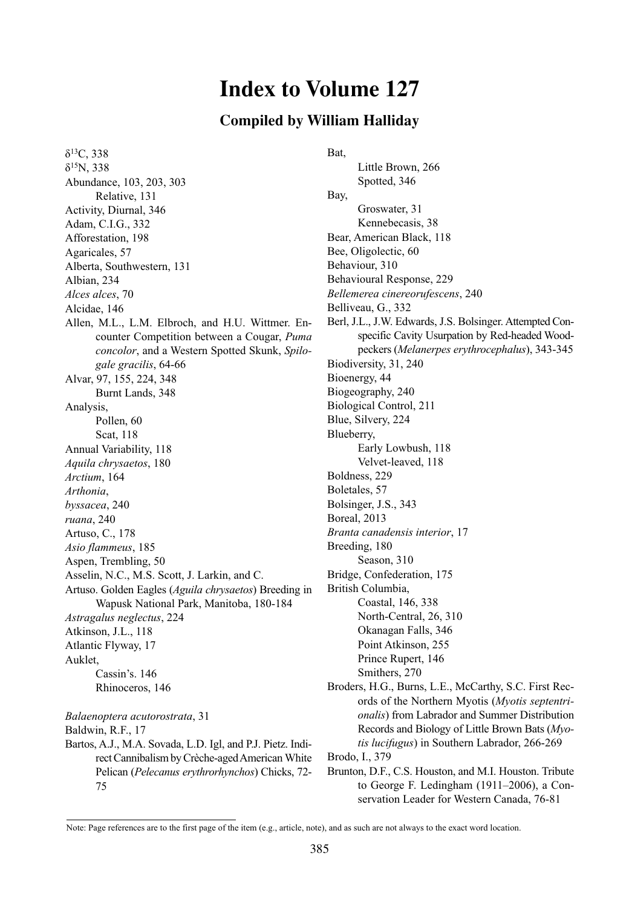# Index to Volume 127

## Compiled by William Halliday

$\delta^{13}C$, 338
$\delta^{15}N$, 338
Abundance, 103, 203, 303
    Relative, 131
Activity, Diurnal, 346
Adam, C.I.G., 332
Afforestation, 198
Agaricales, 57
Alberta, Southwestern, 131
Albian, 234
*Alces alces*, 70
Alcidae, 146
Allen, M.L., L.M. Elbroch, and H.U. Wittmer. Encounter Competition between a Cougar, *Puma concolor*, and a Western Spotted Skunk, *Spilogale gracilis*, 64-66
Alvar, 97, 155, 224, 348
    Burnt Lands, 348
Analysis,
    Pollen, 60
    Scat, 118
Annual Variability, 118
*Aquila chrysaetos*, 180
*Arctium*, 164
*Arthonia*,
*byssacea*, 240
*ruana*, 240
Artuso, C., 178
*Asio flammeus*, 185
Aspen, Trembling, 50
Asselin, N.C., M.S. Scott, J. Larkin, and C. Artuso. Golden Eagles (*Aguila chrysaetos*) Breeding in Wapusk National Park, Manitoba, 180-184
*Astragalus neglectus*, 224
Atkinson, J.L., 118
Atlantic Flyway, 17
Auklet,
    Cassin's. 146
    Rhinoceros, 146

*Balaenoptera acutorostrata*, 31
Baldwin, R.F., 17
Bartos, A.J., M.A. Sovada, L.D. Igl, and P.J. Pietz. Indirect Cannibalism by Crèche-aged American White Pelican (*Pelecanus erythrorhynchos*) Chicks, 72-75
Bat,
    Little Brown, 266
    Spotted, 346
Bay,
    Groswater, 31
    Kennebecasis, 38
Bear, American Black, 118
Bee, Oligolectic, 60
Behaviour, 310
Behavioural Response, 229
*Bellemerea cinereorufescens*, 240
Belliveau, G., 332
Berl, J.L., J.W. Edwards, J.S. Bolsinger. Attempted Conspecific Cavity Usurpation by Red-headed Woodpeckers (*Melanerpes erythrocephalus*), 343-345
Biodiversity, 31, 240
Bioenergy, 44
Biogeography, 240
Biological Control, 211
Blue, Silvery, 224
Blueberry,
    Early Lowbush, 118
    Velvet-leaved, 118
Boldness, 229
Boletales, 57
Bolsinger, J.S., 343
Boreal, 2013
*Branta canadensis interior*, 17
Breeding, 180
    Season, 310
Bridge, Confederation, 175
British Columbia,
    Coastal, 146, 338
    North-Central, 26, 310
    Okanagan Falls, 346
    Point Atkinson, 255
    Prince Rupert, 146
    Smithers, 270
Broders, H.G., Burns, L.E., McCarthy, S.C. First Records of the Northern Myotis (*Myotis septentrionalis*) from Labrador and Summer Distribution Records and Biology of Little Brown Bats (*Myotis lucifugus*) in Southern Labrador, 266-269
Brodo, I., 379
Brunton, D.F., C.S. Houston, and M.I. Houston. Tribute to George F. Ledingham (1911–2006), a Conservation Leader for Western Canada, 76-81

Note: Page references are to the first page of the item (e.g., article, note), and as such are not always to the exact word location.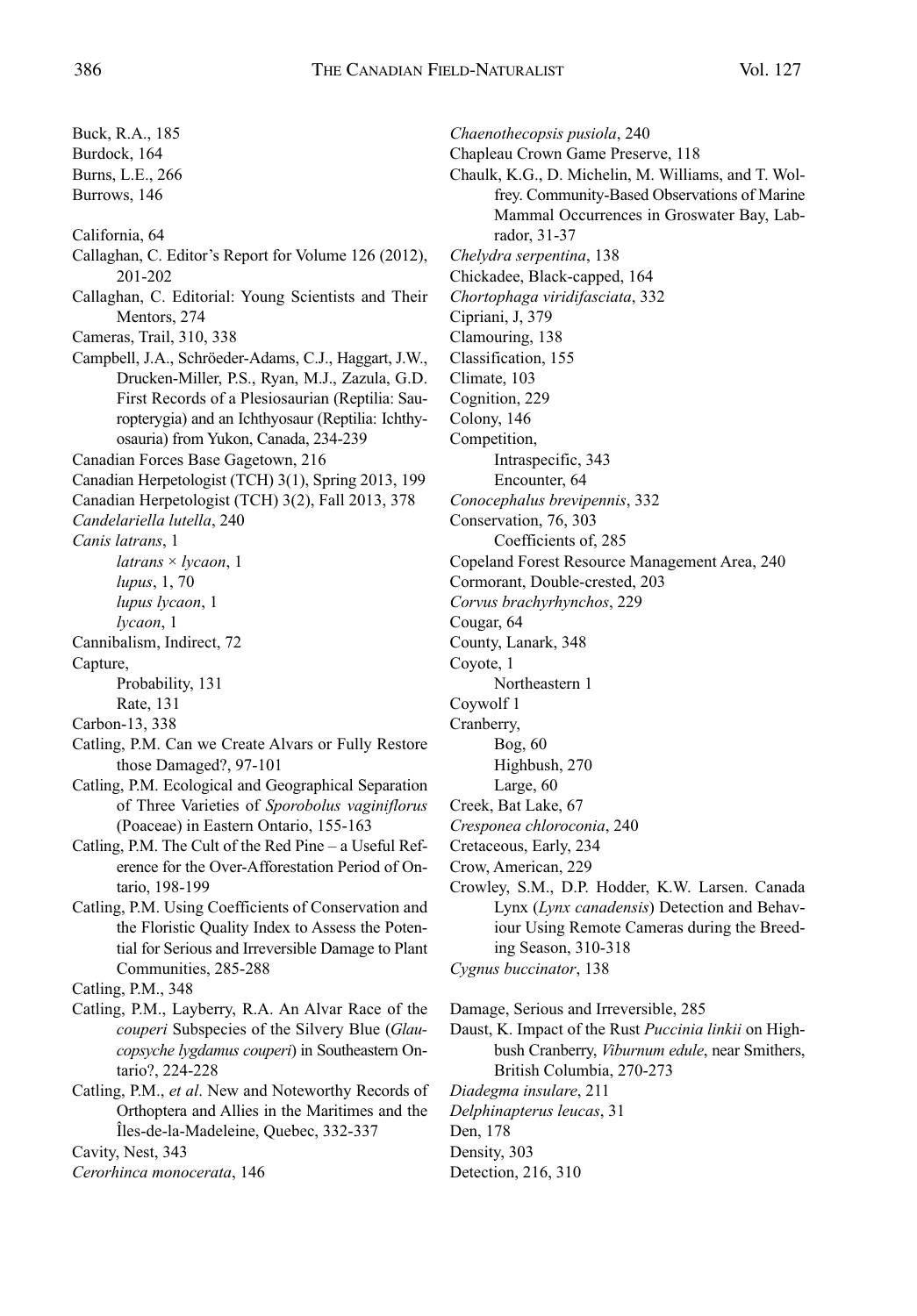Buck, R.A., 185
Burdock, 164
Burns, L.E., 266
Burrows, 146

California, 64
Callaghan, C. Editor's Report for Volume 126 (2012), 201-202
Callaghan, C. Editorial: Young Scientists and Their Mentors, 274
Cameras, Trail, 310, 338
Campbell, J.A., Schröeder-Adams, C.J., Haggart, J.W., Drucken-Miller, P.S., Ryan, M.J., Zazula, G.D. First Records of a Plesiosaurian (Reptilia: Sauropterygia) and an Ichthyosaur (Reptilia: Ichthyosauria) from Yukon, Canada, 234-239
Canadian Forces Base Gagetown, 216
Canadian Herpetologist (TCH) 3(1), Spring 2013, 199
Canadian Herpetologist (TCH) 3(2), Fall 2013, 378
*Candelariella lutella*, 240
*Canis latrans*, 1
    *latrans* × *lycaon*, 1
    *lupus*, 1, 70
    *lupus lycaon*, 1
    *lycaon*, 1
Cannibalism, Indirect, 72
Capture,
    Probability, 131
    Rate, 131
Carbon-13, 338
Catling, P.M. Can we Create Alvars or Fully Restore those Damaged?, 97-101
Catling, P.M. Ecological and Geographical Separation of Three Varieties of *Sporobolus vaginiflorus* (Poaceae) in Eastern Ontario, 155-163
Catling, P.M. The Cult of the Red Pine – a Useful Reference for the Over-Afforestation Period of Ontario, 198-199
Catling, P.M. Using Coefficients of Conservation and the Floristic Quality Index to Assess the Potential for Serious and Irreversible Damage to Plant Communities, 285-288
Catling, P.M., 348
Catling, P.M., Layberry, R.A. An Alvar Race of the *couperi* Subspecies of the Silvery Blue (*Glaucopsyche lygdamus couperi*) in Southeastern Ontario?, 224-228
Catling, P.M., *et al*. New and Noteworthy Records of Orthoptera and Allies in the Maritimes and the Îles-de-la-Madeleine, Quebec, 332-337
Cavity, Nest, 343
*Cerorhinca monocerata*, 146
*Chaenothecopsis pusiola*, 240
Chapleau Crown Game Preserve, 118
Chaulk, K.G., D. Michelin, M. Williams, and T. Wolfrey. Community-Based Observations of Marine Mammal Occurrences in Groswater Bay, Labrador, 31-37
*Chelydra serpentina*, 138
Chickadee, Black-capped, 164
*Chortophaga viridifasciata*, 332
Cipriani, J, 379
Clamouring, 138
Classification, 155
Climate, 103
Cognition, 229
Colony, 146
Competition,
    Intraspecific, 343
    Encounter, 64
*Conocephalus brevipennis*, 332
Conservation, 76, 303
    Coefficients of, 285
Copeland Forest Resource Management Area, 240
Cormorant, Double-crested, 203
*Corvus brachyrhynchos*, 229
Cougar, 64
County, Lanark, 348
Coyote, 1
    Northeastern 1
Coywolf 1
Cranberry,
    Bog, 60
    Highbush, 270
    Large, 60
Creek, Bat Lake, 67
*Cresponea chloroconia*, 240
Cretaceous, Early, 234
Crow, American, 229
Crowley, S.M., D.P. Hodder, K.W. Larsen. Canada Lynx (*Lynx canadensis*) Detection and Behaviour Using Remote Cameras during the Breeding Season, 310-318
*Cygnus buccinator*, 138

Damage, Serious and Irreversible, 285
Daust, K. Impact of the Rust *Puccinia linkii* on Highbush Cranberry, *Viburnum edule*, near Smithers, British Columbia, 270-273
*Diadegma insulare*, 211
*Delphinapterus leucas*, 31
Den, 178
Density, 303
Detection, 216, 310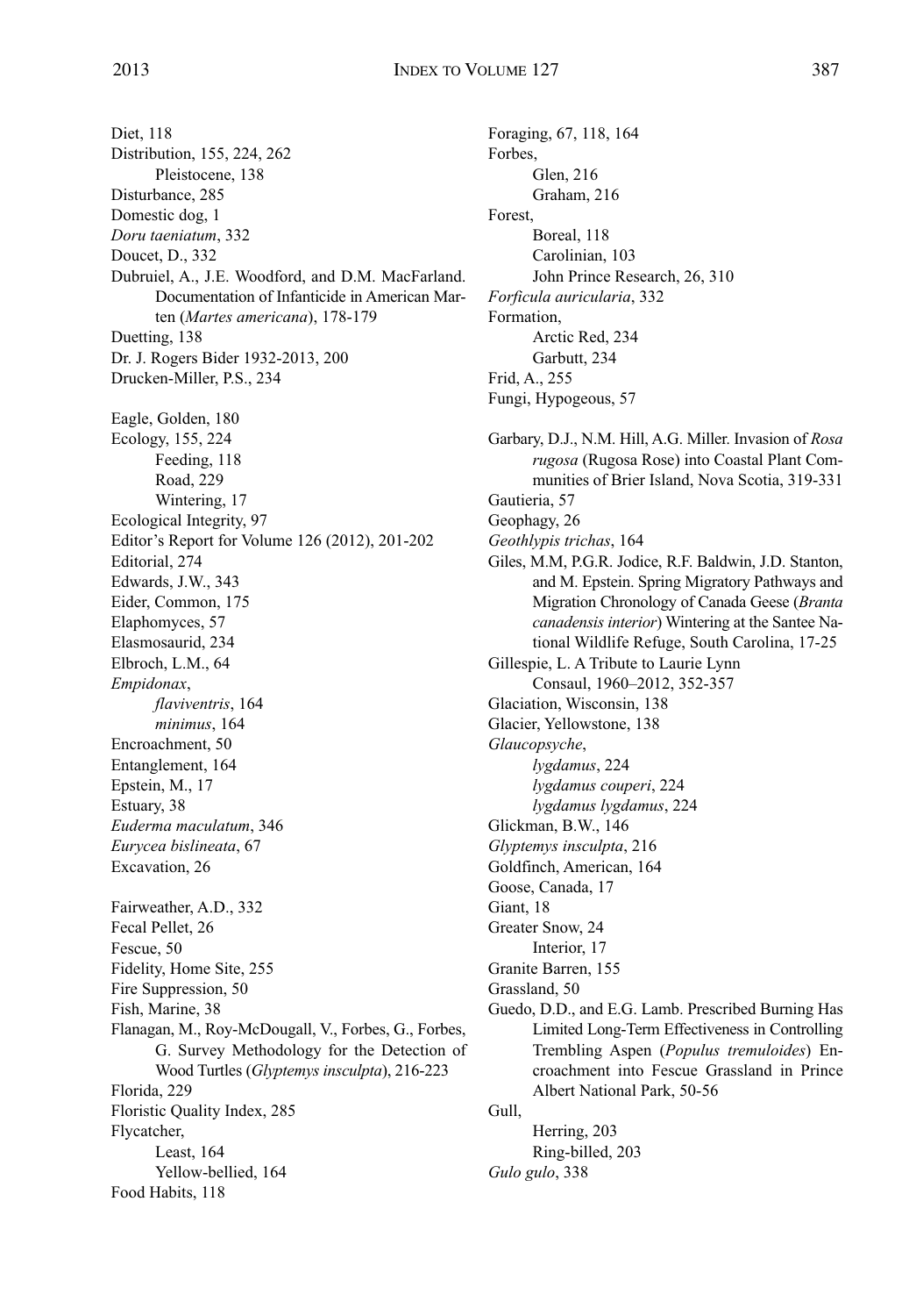Diet, 118
Distribution, 155, 224, 262
    Pleistocene, 138
Disturbance, 285
Domestic dog, 1
*Doru taeniatum*, 332
Doucet, D., 332
Dubruiel, A., J.E. Woodford, and D.M. MacFarland. Documentation of Infanticide in American Marten (*Martes americana*), 178-179
Duetting, 138
Dr. J. Rogers Bider 1932-2013, 200
Drucken-Miller, P.S., 234

Eagle, Golden, 180
Ecology, 155, 224
    Feeding, 118
    Road, 229
    Wintering, 17
Ecological Integrity, 97
Editor's Report for Volume 126 (2012), 201-202
Editorial, 274
Edwards, J.W., 343
Eider, Common, 175
Elaphomyces, 57
Elasmosaurid, 234
Elbroch, L.M., 64
*Empidonax*,
    *flaviventris*, 164
    *minimus*, 164
Encroachment, 50
Entanglement, 164
Epstein, M., 17
Estuary, 38
*Euderma maculatum*, 346
*Eurycea bislineata*, 67
Excavation, 26

Fairweather, A.D., 332
Fecal Pellet, 26
Fescue, 50
Fidelity, Home Site, 255
Fire Suppression, 50
Fish, Marine, 38
Flanagan, M., Roy-McDougall, V., Forbes, G., Forbes, G. Survey Methodology for the Detection of Wood Turtles (*Glyptemys insculpta*), 216-223
Florida, 229
Floristic Quality Index, 285
Flycatcher,
    Least, 164
    Yellow-bellied, 164
Food Habits, 118

Foraging, 67, 118, 164
Forbes,
    Glen, 216
    Graham, 216
Forest,
    Boreal, 118
    Carolinian, 103
    John Prince Research, 26, 310
*Forficula auricularia*, 332
Formation,
    Arctic Red, 234
    Garbutt, 234
Frid, A., 255
Fungi, Hypogeous, 57

Garbary, D.J., N.M. Hill, A.G. Miller. Invasion of *Rosa rugosa* (Rugosa Rose) into Coastal Plant Communities of Brier Island, Nova Scotia, 319-331
Gautieria, 57
Geophagy, 26
*Geothlypis trichas*, 164
Giles, M.M, P.G.R. Jodice, R.F. Baldwin, J.D. Stanton, and M. Epstein. Spring Migratory Pathways and Migration Chronology of Canada Geese (*Branta canadensis interior*) Wintering at the Santee National Wildlife Refuge, South Carolina, 17-25
Gillespie, L. A Tribute to Laurie Lynn Consaul, 1960–2012, 352-357
Glaciation, Wisconsin, 138
Glacier, Yellowstone, 138
*Glaucopsyche*,
    *lygdamus*, 224
    *lygdamus couperi*, 224
    *lygdamus lygdamus*, 224
Glickman, B.W., 146
*Glyptemys insculpta*, 216
Goldfinch, American, 164
Goose, Canada, 17
Giant, 18
Greater Snow, 24
    Interior, 17
Granite Barren, 155
Grassland, 50
Guedo, D.D., and E.G. Lamb. Prescribed Burning Has Limited Long-Term Effectiveness in Controlling Trembling Aspen (*Populus tremuloides*) Encroachment into Fescue Grassland in Prince Albert National Park, 50-56
Gull,
    Herring, 203
    Ring-billed, 203
*Gulo gulo*, 338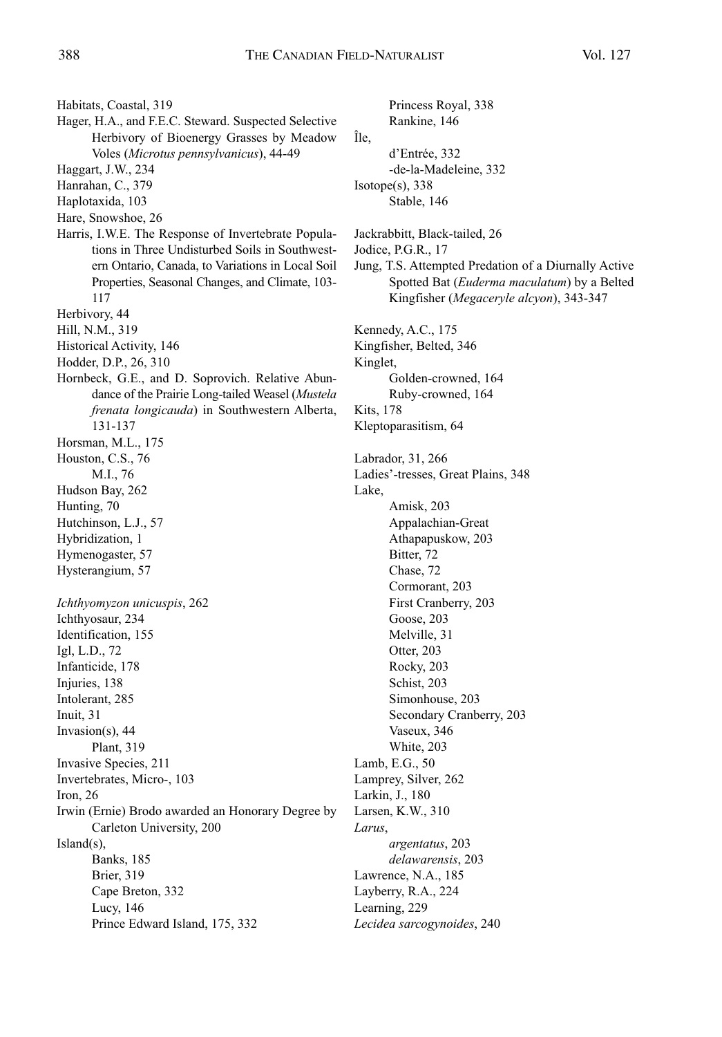Habitats, Coastal, 319
Hager, H.A., and F.E.C. Steward. Suspected Selective Herbivory of Bioenergy Grasses by Meadow Voles (*Microtus pennsylvanicus*), 44-49
Haggart, J.W., 234
Hanrahan, C., 379
Haplotaxida, 103
Hare, Snowshoe, 26
Harris, I.W.E. The Response of Invertebrate Populations in Three Undisturbed Soils in Southwestern Ontario, Canada, to Variations in Local Soil Properties, Seasonal Changes, and Climate, 103-117
Herbivory, 44
Hill, N.M., 319
Historical Activity, 146
Hodder, D.P., 26, 310
Hornbeck, G.E., and D. Soprovich. Relative Abundance of the Prairie Long-tailed Weasel (*Mustela frenata longicauda*) in Southwestern Alberta, 131-137
Horsman, M.L., 175
Houston, C.S., 76
&nbsp;&nbsp;&nbsp;&nbsp;M.I., 76
Hudson Bay, 262
Hunting, 70
Hutchinson, L.J., 57
Hybridization, 1
Hymenogaster, 57
Hysterangium, 57

*Ichthyomyzon unicuspis*, 262
Ichthyosaur, 234
Identification, 155
Igl, L.D., 72
Infanticide, 178
Injuries, 138
Intolerant, 285
Inuit, 31
Invasion(s), 44
&nbsp;&nbsp;&nbsp;&nbsp;Plant, 319
Invasive Species, 211
Invertebrates, Micro-, 103
Iron, 26
Irwin (Ernie) Brodo awarded an Honorary Degree by Carleton University, 200
Island(s),
&nbsp;&nbsp;&nbsp;&nbsp;Banks, 185
&nbsp;&nbsp;&nbsp;&nbsp;Brier, 319
&nbsp;&nbsp;&nbsp;&nbsp;Cape Breton, 332
&nbsp;&nbsp;&nbsp;&nbsp;Lucy, 146
&nbsp;&nbsp;&nbsp;&nbsp;Prince Edward Island, 175, 332
&nbsp;&nbsp;&nbsp;&nbsp;Princess Royal, 338
&nbsp;&nbsp;&nbsp;&nbsp;Rankine, 146
Île,
&nbsp;&nbsp;&nbsp;&nbsp;d'Entrée, 332
&nbsp;&nbsp;&nbsp;&nbsp;-de-la-Madeleine, 332
Isotope(s), 338
&nbsp;&nbsp;&nbsp;&nbsp;Stable, 146

Jackrabbitt, Black-tailed, 26
Jodice, P.G.R., 17
Jung, T.S. Attempted Predation of a Diurnally Active Spotted Bat (*Euderma maculatum*) by a Belted Kingfisher (*Megaceryle alcyon*), 343-347

Kennedy, A.C., 175
Kingfisher, Belted, 346
Kinglet,
&nbsp;&nbsp;&nbsp;&nbsp;Golden-crowned, 164
&nbsp;&nbsp;&nbsp;&nbsp;Ruby-crowned, 164
Kits, 178
Kleptoparasitism, 64

Labrador, 31, 266
Ladies'-tresses, Great Plains, 348
Lake,
&nbsp;&nbsp;&nbsp;&nbsp;Amisk, 203
&nbsp;&nbsp;&nbsp;&nbsp;Appalachian-Great
&nbsp;&nbsp;&nbsp;&nbsp;Athapapuskow, 203
&nbsp;&nbsp;&nbsp;&nbsp;Bitter, 72
&nbsp;&nbsp;&nbsp;&nbsp;Chase, 72
&nbsp;&nbsp;&nbsp;&nbsp;Cormorant, 203
&nbsp;&nbsp;&nbsp;&nbsp;First Cranberry, 203
&nbsp;&nbsp;&nbsp;&nbsp;Goose, 203
&nbsp;&nbsp;&nbsp;&nbsp;Melville, 31
&nbsp;&nbsp;&nbsp;&nbsp;Otter, 203
&nbsp;&nbsp;&nbsp;&nbsp;Rocky, 203
&nbsp;&nbsp;&nbsp;&nbsp;Schist, 203
&nbsp;&nbsp;&nbsp;&nbsp;Simonhouse, 203
&nbsp;&nbsp;&nbsp;&nbsp;Secondary Cranberry, 203
&nbsp;&nbsp;&nbsp;&nbsp;Vaseux, 346
&nbsp;&nbsp;&nbsp;&nbsp;White, 203
Lamb, E.G., 50
Lamprey, Silver, 262
Larkin, J., 180
Larsen, K.W., 310
*Larus*,
&nbsp;&nbsp;&nbsp;&nbsp;*argentatus*, 203
&nbsp;&nbsp;&nbsp;&nbsp;*delawarensis*, 203
Lawrence, N.A., 185
Layberry, R.A., 224
Learning, 229
*Lecidea sarcogynoides*, 240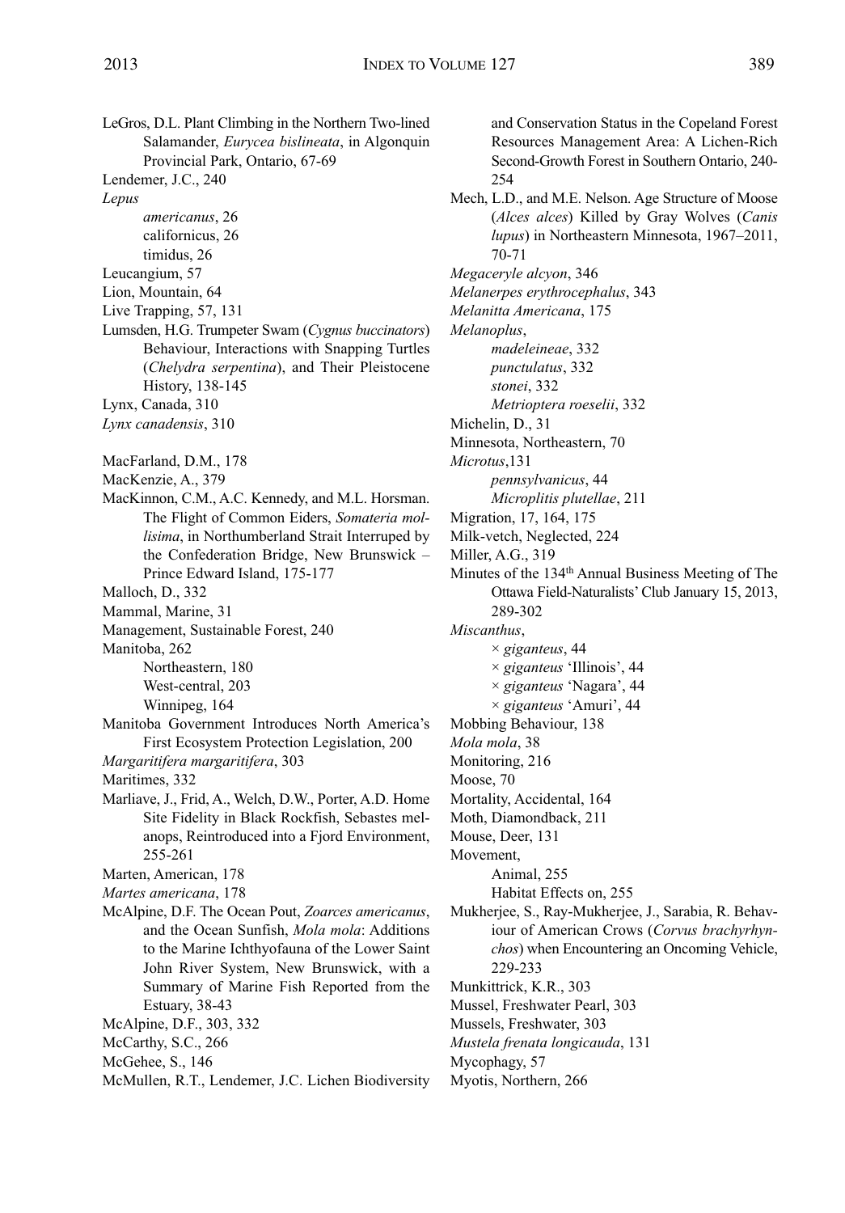LeGros, D.L. Plant Climbing in the Northern Two-lined Salamander, *Eurycea bislineata*, in Algonquin Provincial Park, Ontario, 67-69

Lendemer, J.C., 240

*Lepus*

- *americanus*, 26
- californicus, 26
- timidus, 26

Leucangium, 57

Lion, Mountain, 64

Live Trapping, 57, 131

Lumsden, H.G. Trumpeter Swam (*Cygnus buccinators*) Behaviour, Interactions with Snapping Turtles (*Chelydra serpentina*), and Their Pleistocene History, 138-145

Lynx, Canada, 310

*Lynx canadensis*, 310

MacFarland, D.M., 178

MacKenzie, A., 379

MacKinnon, C.M., A.C. Kennedy, and M.L. Horsman. The Flight of Common Eiders, *Somateria mollisima*, in Northumberland Strait Interruped by the Confederation Bridge, New Brunswick – Prince Edward Island, 175-177

Malloch, D., 332

Mammal, Marine, 31

Management, Sustainable Forest, 240

Manitoba, 262

- Northeastern, 180
- West-central, 203
- Winnipeg, 164

Manitoba Government Introduces North America's First Ecosystem Protection Legislation, 200

*Margaritifera margaritifera*, 303

Maritimes, 332

Marliave, J., Frid, A., Welch, D.W., Porter, A.D. Home Site Fidelity in Black Rockfish, Sebastes melanops, Reintroduced into a Fjord Environment, 255-261

Marten, American, 178

*Martes americana*, 178

McAlpine, D.F. The Ocean Pout, *Zoarces americanus*, and the Ocean Sunfish, *Mola mola*: Additions to the Marine Ichthyofauna of the Lower Saint John River System, New Brunswick, with a Summary of Marine Fish Reported from the Estuary, 38-43

McAlpine, D.F., 303, 332

McCarthy, S.C., 266

McGehee, S., 146

McMullen, R.T., Lendemer, J.C. Lichen Biodiversity and Conservation Status in the Copeland Forest Resources Management Area: A Lichen-Rich Second-Growth Forest in Southern Ontario, 240-254

Mech, L.D., and M.E. Nelson. Age Structure of Moose (*Alces alces*) Killed by Gray Wolves (*Canis lupus*) in Northeastern Minnesota, 1967–2011, 70-71

*Megaceryle alcyon*, 346

*Melanerpes erythrocephalus*, 343

*Melanitta Americana*, 175

*Melanoplus*,

- *madeleineae*, 332
- *punctulatus*, 332
- *stonei*, 332
- *Metrioptera roeselii*, 332

Michelin, D., 31

Minnesota, Northeastern, 70

*Microtus*,131

- *pennsylvanicus*, 44
- *Microplitis plutellae*, 211

Migration, 17, 164, 175

Milk-vetch, Neglected, 224

Miller, A.G., 319

Minutes of the 134th Annual Business Meeting of The Ottawa Field-Naturalists' Club January 15, 2013, 289-302

*Miscanthus*,

- × *giganteus*, 44
- × *giganteus* 'Illinois', 44
- × *giganteus* 'Nagara', 44
- × *giganteus* 'Amuri', 44

Mobbing Behaviour, 138

*Mola mola*, 38

Monitoring, 216

Moose, 70

Mortality, Accidental, 164

Moth, Diamondback, 211

Mouse, Deer, 131

Movement,

- Animal, 255
- Habitat Effects on, 255

Mukherjee, S., Ray-Mukherjee, J., Sarabia, R. Behaviour of American Crows (*Corvus brachyrhynchos*) when Encountering an Oncoming Vehicle, 229-233

Munkittrick, K.R., 303

Mussel, Freshwater Pearl, 303

Mussels, Freshwater, 303

*Mustela frenata longicauda*, 131

Mycophagy, 57

Myotis, Northern, 266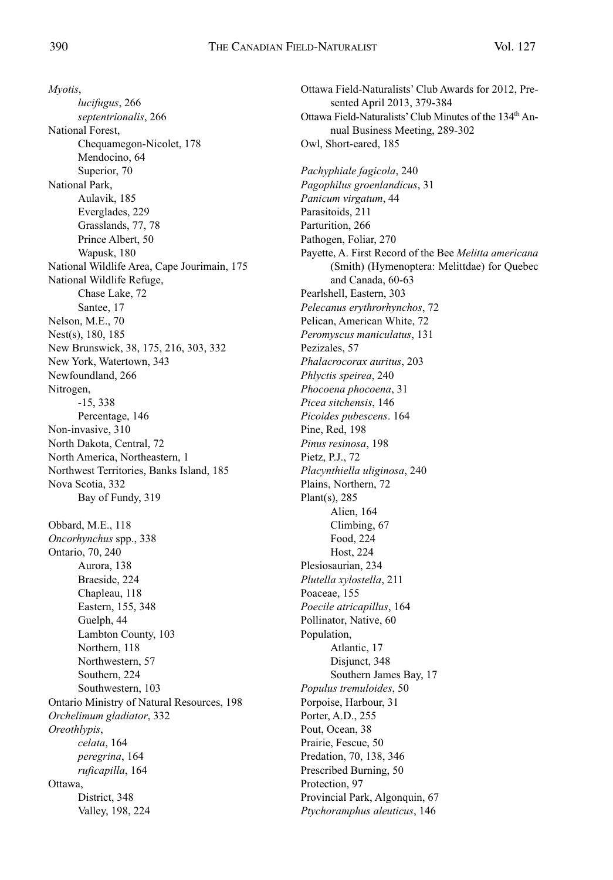*Myotis*,
    *lucifugus*, 266
    *septentrionalis*, 266
National Forest,
    Chequamegon-Nicolet, 178
    Mendocino, 64
    Superior, 70
National Park,
    Aulavik, 185
    Everglades, 229
    Grasslands, 77, 78
    Prince Albert, 50
    Wapusk, 180
National Wildlife Area, Cape Jourimain, 175
National Wildlife Refuge,
    Chase Lake, 72
    Santee, 17
Nelson, M.E., 70
Nest(s), 180, 185
New Brunswick, 38, 175, 216, 303, 332
New York, Watertown, 343
Newfoundland, 266
Nitrogen,
    -15, 338
    Percentage, 146
Non-invasive, 310
North Dakota, Central, 72
North America, Northeastern, 1
Northwest Territories, Banks Island, 185
Nova Scotia, 332
    Bay of Fundy, 319

Obbard, M.E., 118
*Oncorhynchus* spp., 338
Ontario, 70, 240
    Aurora, 138
    Braeside, 224
    Chapleau, 118
    Eastern, 155, 348
    Guelph, 44
    Lambton County, 103
    Northern, 118
    Northwestern, 57
    Southern, 224
    Southwestern, 103
Ontario Ministry of Natural Resources, 198
*Orchelimum gladiator*, 332
*Oreothlypis*,
    *celata*, 164
    *peregrina*, 164
    *ruficapilla*, 164
Ottawa,
    District, 348
    Valley, 198, 224

Ottawa Field-Naturalists' Club Awards for 2012, Presented April 2013, 379-384
Ottawa Field-Naturalists' Club Minutes of the 134th Annual Business Meeting, 289-302
Owl, Short-eared, 185

*Pachyphiale fagicola*, 240
*Pagophilus groenlandicus*, 31
*Panicum virgatum*, 44
Parasitoids, 211
Parturition, 266
Pathogen, Foliar, 270
Payette, A. First Record of the Bee *Melitta americana* (Smith) (Hymenoptera: Melittdae) for Quebec and Canada, 60-63
Pearlshell, Eastern, 303
*Pelecanus erythrorhynchos*, 72
Pelican, American White, 72
*Peromyscus maniculatus*, 131
Pezizales, 57
*Phalacrocorax auritus*, 203
*Phlyctis speirea*, 240
*Phocoena phocoena*, 31
*Picea sitchensis*, 146
*Picoides pubescens*. 164
Pine, Red, 198
*Pinus resinosa*, 198
Pietz, P.J., 72
*Placynthiella uliginosa*, 240
Plains, Northern, 72
Plant(s), 285
    Alien, 164
    Climbing, 67
    Food, 224
    Host, 224
Plesiosaurian, 234
*Plutella xylostella*, 211
Poaceae, 155
*Poecile atricapillus*, 164
Pollinator, Native, 60
Population,
    Atlantic, 17
    Disjunct, 348
    Southern James Bay, 17
*Populus tremuloides*, 50
Porpoise, Harbour, 31
Porter, A.D., 255
Pout, Ocean, 38
Prairie, Fescue, 50
Predation, 70, 138, 346
Prescribed Burning, 50
Protection, 97
Provincial Park, Algonquin, 67
*Ptychoramphus aleuticus*, 146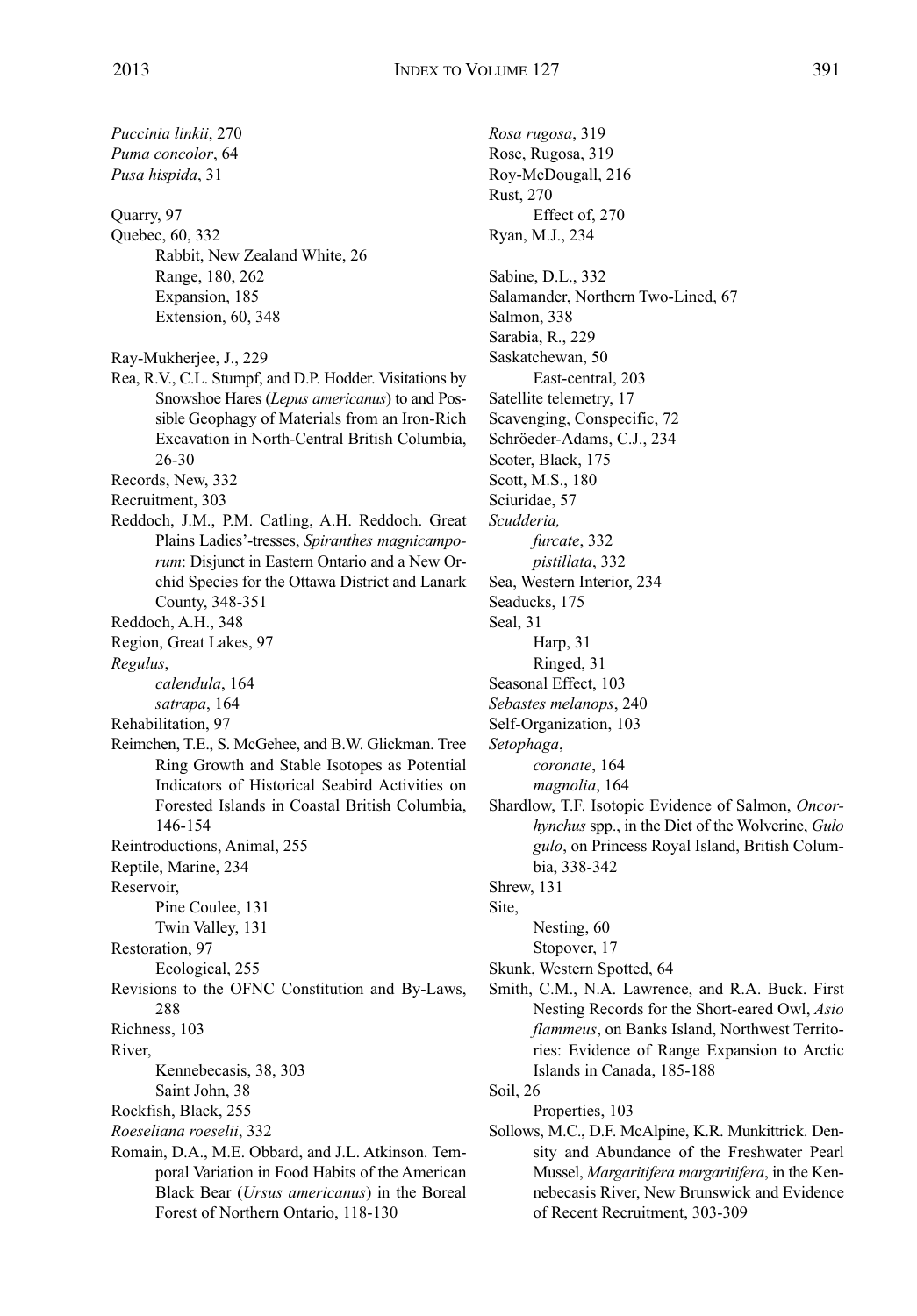*Puccinia linkii*, 270
*Puma concolor*, 64
*Pusa hispida*, 31

Quarry, 97
Quebec, 60, 332
    Rabbit, New Zealand White, 26
    Range, 180, 262
    Expansion, 185
    Extension, 60, 348

Ray-Mukherjee, J., 229
Rea, R.V., C.L. Stumpf, and D.P. Hodder. Visitations by Snowshoe Hares (*Lepus americanus*) to and Possible Geophagy of Materials from an Iron-Rich Excavation in North-Central British Columbia, 26-30
Records, New, 332
Recruitment, 303
Reddoch, J.M., P.M. Catling, A.H. Reddoch. Great Plains Ladies'-tresses, *Spiranthes magnicamporum*: Disjunct in Eastern Ontario and a New Orchid Species for the Ottawa District and Lanark County, 348-351
Reddoch, A.H., 348
Region, Great Lakes, 97
*Regulus*,
    *calendula*, 164
    *satrapa*, 164
Rehabilitation, 97
Reimchen, T.E., S. McGehee, and B.W. Glickman. Tree Ring Growth and Stable Isotopes as Potential Indicators of Historical Seabird Activities on Forested Islands in Coastal British Columbia, 146-154
Reintroductions, Animal, 255
Reptile, Marine, 234
Reservoir,
    Pine Coulee, 131
    Twin Valley, 131
Restoration, 97
    Ecological, 255
Revisions to the OFNC Constitution and By-Laws, 288
Richness, 103
River,
    Kennebecasis, 38, 303
    Saint John, 38
Rockfish, Black, 255
*Roeseliana roeselii*, 332
Romain, D.A., M.E. Obbard, and J.L. Atkinson. Temporal Variation in Food Habits of the American Black Bear (*Ursus americanus*) in the Boreal Forest of Northern Ontario, 118-130

*Rosa rugosa*, 319
Rose, Rugosa, 319
Roy-McDougall, 216
Rust, 270
    Effect of, 270
Ryan, M.J., 234

Sabine, D.L., 332
Salamander, Northern Two-Lined, 67
Salmon, 338
Sarabia, R., 229
Saskatchewan, 50
    East-central, 203
Satellite telemetry, 17
Scavenging, Conspecific, 72
Schröeder-Adams, C.J., 234
Scoter, Black, 175
Scott, M.S., 180
Sciuridae, 57
*Scudderia,*
    *furcate*, 332
    *pistillata*, 332
Sea, Western Interior, 234
Seaducks, 175
Seal, 31
    Harp, 31
    Ringed, 31
Seasonal Effect, 103
*Sebastes melanops*, 240
Self-Organization, 103
*Setophaga*,
    *coronate*, 164
    *magnolia*, 164
Shardlow, T.F. Isotopic Evidence of Salmon, *Oncorhynchus* spp., in the Diet of the Wolverine, *Gulo gulo*, on Princess Royal Island, British Columbia, 338-342
Shrew, 131
Site,
    Nesting, 60
    Stopover, 17
Skunk, Western Spotted, 64
Smith, C.M., N.A. Lawrence, and R.A. Buck. First Nesting Records for the Short-eared Owl, *Asio flammeus*, on Banks Island, Northwest Territories: Evidence of Range Expansion to Arctic Islands in Canada, 185-188
Soil, 26
    Properties, 103
Sollows, M.C., D.F. McAlpine, K.R. Munkittrick. Density and Abundance of the Freshwater Pearl Mussel, *Margaritifera margaritifera*, in the Kennebecasis River, New Brunswick and Evidence of Recent Recruitment, 303-309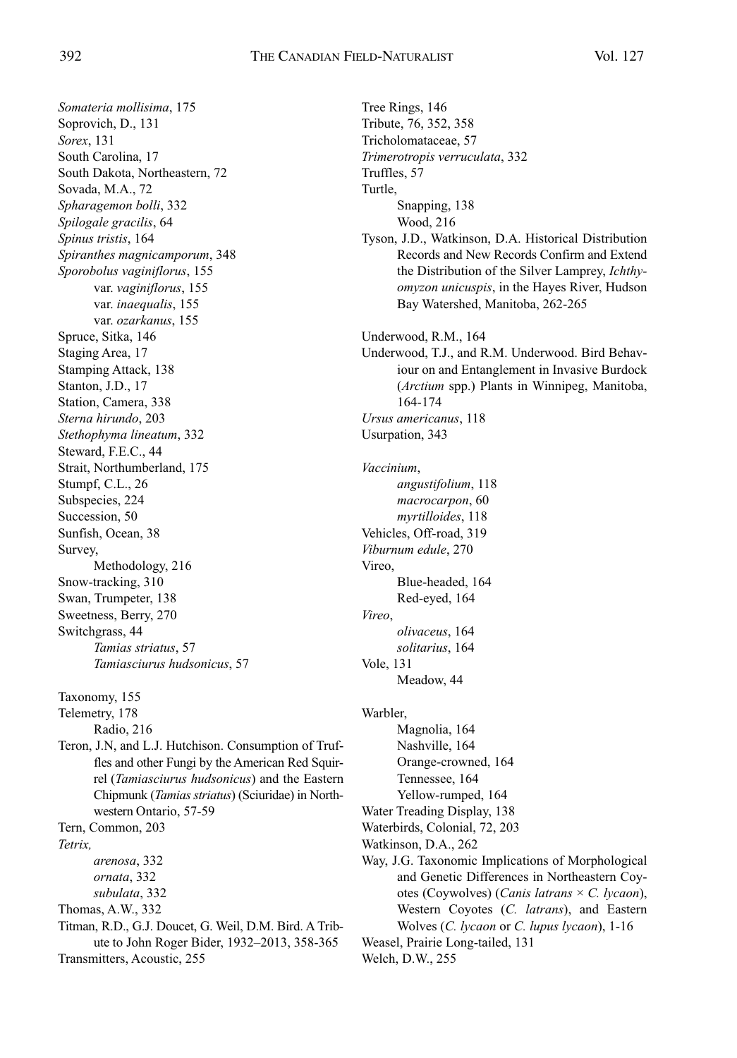*Somateria mollisima*, 175
Soprovich, D., 131
*Sorex*, 131
South Carolina, 17
South Dakota, Northeastern, 72
Sovada, M.A., 72
*Spharagemon bolli*, 332
*Spilogale gracilis*, 64
*Spinus tristis*, 164
*Spiranthes magnicamporum*, 348
*Sporobolus vaginiflorus*, 155
    var. *vaginiflorus*, 155
    var. *inaequalis*, 155
    var. *ozarkanus*, 155
Spruce, Sitka, 146
Staging Area, 17
Stamping Attack, 138
Stanton, J.D., 17
Station, Camera, 338
*Sterna hirundo*, 203
*Stethophyma lineatum*, 332
Steward, F.E.C., 44
Strait, Northumberland, 175
Stumpf, C.L., 26
Subspecies, 224
Succession, 50
Sunfish, Ocean, 38
Survey,
    Methodology, 216
Snow-tracking, 310
Swan, Trumpeter, 138
Sweetness, Berry, 270
Switchgrass, 44
    *Tamias striatus*, 57
    *Tamiasciurus hudsonicus*, 57

Taxonomy, 155
Telemetry, 178
    Radio, 216
Teron, J.N, and L.J. Hutchison. Consumption of Truffles and other Fungi by the American Red Squirrel (*Tamiasciurus hudsonicus*) and the Eastern Chipmunk (*Tamias striatus*) (Sciuridae) in Northwestern Ontario, 57-59
Tern, Common, 203
*Tetrix,*
    *arenosa*, 332
    *ornata*, 332
    *subulata*, 332
Thomas, A.W., 332
Titman, R.D., G.J. Doucet, G. Weil, D.M. Bird. A Tribute to John Roger Bider, 1932–2013, 358-365
Transmitters, Acoustic, 255

Tree Rings, 146
Tribute, 76, 352, 358
Tricholomataceae, 57
*Trimerotropis verruculata*, 332
Truffles, 57
Turtle,
    Snapping, 138
    Wood, 216
Tyson, J.D., Watkinson, D.A. Historical Distribution Records and New Records Confirm and Extend the Distribution of the Silver Lamprey, *Ichthyomyzon unicuspis*, in the Hayes River, Hudson Bay Watershed, Manitoba, 262-265

Underwood, R.M., 164
Underwood, T.J., and R.M. Underwood. Bird Behaviour on and Entanglement in Invasive Burdock (*Arctium* spp.) Plants in Winnipeg, Manitoba, 164-174
*Ursus americanus*, 118
Usurpation, 343

*Vaccinium*,
    *angustifolium*, 118
    *macrocarpon*, 60
    *myrtilloides*, 118
Vehicles, Off-road, 319
*Viburnum edule*, 270
Vireo,
    Blue-headed, 164
    Red-eyed, 164
*Vireo*,
    *olivaceus*, 164
    *solitarius*, 164
Vole, 131
    Meadow, 44

Warbler,
    Magnolia, 164
    Nashville, 164
    Orange-crowned, 164
    Tennessee, 164
    Yellow-rumped, 164
Water Treading Display, 138
Waterbirds, Colonial, 72, 203
Watkinson, D.A., 262
Way, J.G. Taxonomic Implications of Morphological and Genetic Differences in Northeastern Coyotes (Coywolves) (*Canis latrans* × *C. lycaon*), Western Coyotes (*C. latrans*), and Eastern Wolves (*C. lycaon* or *C. lupus lycaon*), 1-16
Weasel, Prairie Long-tailed, 131
Welch, D.W., 255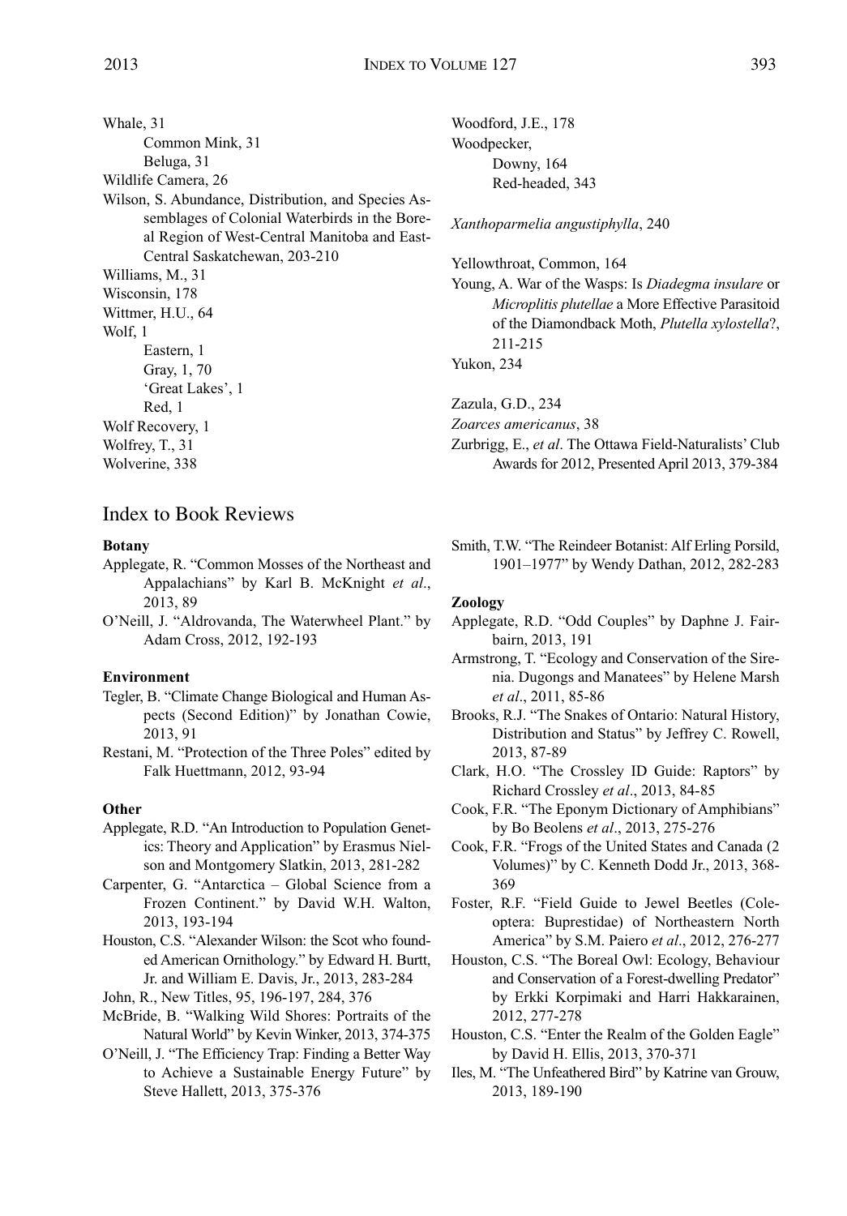Whale, 31
  Common Mink, 31
  Beluga, 31
Wildlife Camera, 26
Wilson, S. Abundance, Distribution, and Species Assemblages of Colonial Waterbirds in the Boreal Region of West-Central Manitoba and East-Central Saskatchewan, 203-210
Williams, M., 31
Wisconsin, 178
Wittmer, H.U., 64
Wolf, 1
  Eastern, 1
  Gray, 1, 70
  'Great Lakes', 1
  Red, 1
Wolf Recovery, 1
Wolfrey, T., 31
Wolverine, 338

Woodford, J.E., 178
Woodpecker,
  Downy, 164
  Red-headed, 343

*Xanthoparmelia angustiphylla*, 240

Yellowthroat, Common, 164
Young, A. War of the Wasps: Is *Diadegma insulare* or *Microplitis plutellae* a More Effective Parasitoid of the Diamondback Moth, *Plutella xylostella*?, 211-215
Yukon, 234

Zazula, G.D., 234
*Zoarces americanus*, 38
Zurbrigg, E., *et al*. The Ottawa Field-Naturalists' Club Awards for 2012, Presented April 2013, 379-384

## Index to Book Reviews

**Botany**

Applegate, R. "Common Mosses of the Northeast and Appalachians" by Karl B. McKnight *et al*., 2013, 89
O'Neill, J. "Aldrovanda, The Waterwheel Plant." by Adam Cross, 2012, 192-193

**Environment**

Tegler, B. "Climate Change Biological and Human Aspects (Second Edition)" by Jonathan Cowie, 2013, 91
Restani, M. "Protection of the Three Poles" edited by Falk Huettmann, 2012, 93-94

**Other**

Applegate, R.D. "An Introduction to Population Genetics: Theory and Application" by Erasmus Nielson and Montgomery Slatkin, 2013, 281-282
Carpenter, G. "Antarctica – Global Science from a Frozen Continent." by David W.H. Walton, 2013, 193-194
Houston, C.S. "Alexander Wilson: the Scot who founded American Ornithology." by Edward H. Burtt, Jr. and William E. Davis, Jr., 2013, 283-284
John, R., New Titles, 95, 196-197, 284, 376
McBride, B. "Walking Wild Shores: Portraits of the Natural World" by Kevin Winker, 2013, 374-375
O'Neill, J. "The Efficiency Trap: Finding a Better Way to Achieve a Sustainable Energy Future" by Steve Hallett, 2013, 375-376

Smith, T.W. "The Reindeer Botanist: Alf Erling Porsild, 1901–1977" by Wendy Dathan, 2012, 282-283

**Zoology**

Applegate, R.D. "Odd Couples" by Daphne J. Fairbairn, 2013, 191
Armstrong, T. "Ecology and Conservation of the Sirenia. Dugongs and Manatees" by Helene Marsh *et al*., 2011, 85-86
Brooks, R.J. "The Snakes of Ontario: Natural History, Distribution and Status" by Jeffrey C. Rowell, 2013, 87-89
Clark, H.O. "The Crossley ID Guide: Raptors" by Richard Crossley *et al*., 2013, 84-85
Cook, F.R. "The Eponym Dictionary of Amphibians" by Bo Beolens *et al*., 2013, 275-276
Cook, F.R. "Frogs of the United States and Canada (2 Volumes)" by C. Kenneth Dodd Jr., 2013, 368-369
Foster, R.F. "Field Guide to Jewel Beetles (Coleoptera: Buprestidae) of Northeastern North America" by S.M. Paiero *et al*., 2012, 276-277
Houston, C.S. "The Boreal Owl: Ecology, Behaviour and Conservation of a Forest-dwelling Predator" by Erkki Korpimaki and Harri Hakkarainen, 2012, 277-278
Houston, C.S. "Enter the Realm of the Golden Eagle" by David H. Ellis, 2013, 370-371
Iles, M. "The Unfeathered Bird" by Katrine van Grouw, 2013, 189-190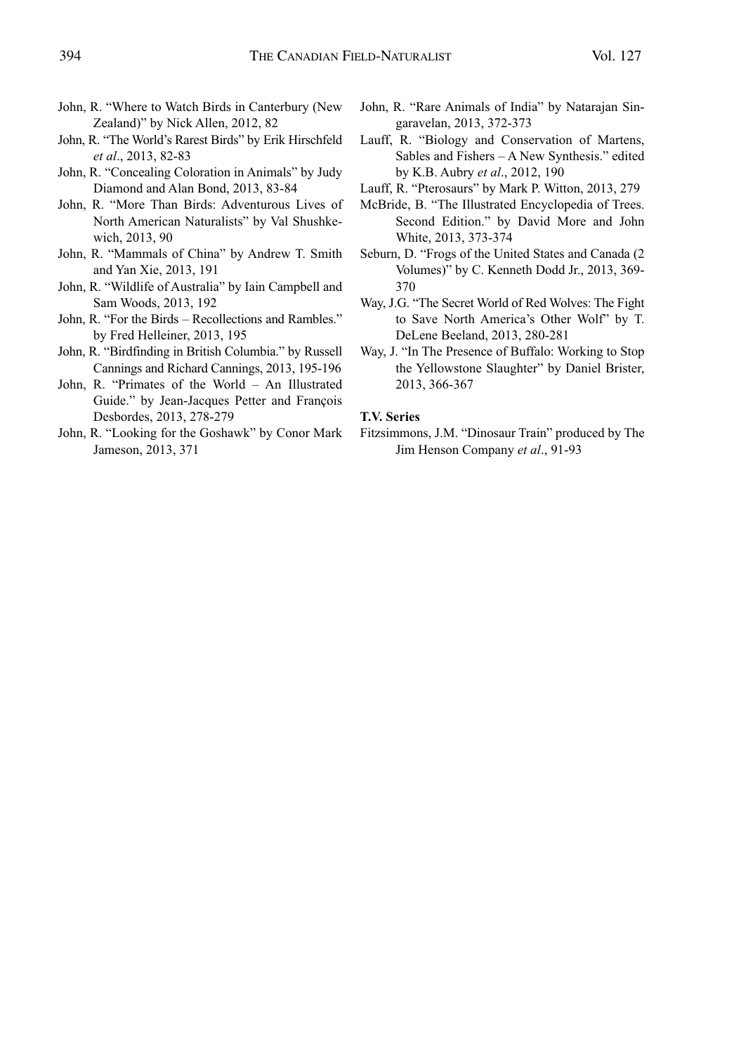John, R. "Where to Watch Birds in Canterbury (New Zealand)" by Nick Allen, 2012, 82

John, R. "The World's Rarest Birds" by Erik Hirschfeld *et al*., 2013, 82-83

John, R. "Concealing Coloration in Animals" by Judy Diamond and Alan Bond, 2013, 83-84

John, R. "More Than Birds: Adventurous Lives of North American Naturalists" by Val Shushkewich, 2013, 90

John, R. "Mammals of China" by Andrew T. Smith and Yan Xie, 2013, 191

John, R. "Wildlife of Australia" by Iain Campbell and Sam Woods, 2013, 192

John, R. "For the Birds – Recollections and Rambles." by Fred Helleiner, 2013, 195

John, R. "Birdfinding in British Columbia." by Russell Cannings and Richard Cannings, 2013, 195-196

John, R. "Primates of the World – An Illustrated Guide." by Jean-Jacques Petter and François Desbordes, 2013, 278-279

John, R. "Looking for the Goshawk" by Conor Mark Jameson, 2013, 371

John, R. "Rare Animals of India" by Natarajan Singaravelan, 2013, 372-373

Lauff, R. "Biology and Conservation of Martens, Sables and Fishers – A New Synthesis." edited by K.B. Aubry *et al*., 2012, 190

Lauff, R. "Pterosaurs" by Mark P. Witton, 2013, 279

McBride, B. "The Illustrated Encyclopedia of Trees. Second Edition." by David More and John White, 2013, 373-374

Seburn, D. "Frogs of the United States and Canada (2 Volumes)" by C. Kenneth Dodd Jr., 2013, 369-370

Way, J.G. "The Secret World of Red Wolves: The Fight to Save North America's Other Wolf" by T. DeLene Beeland, 2013, 280-281

Way, J. "In The Presence of Buffalo: Working to Stop the Yellowstone Slaughter" by Daniel Brister, 2013, 366-367

**T.V. Series**

Fitzsimmons, J.M. "Dinosaur Train" produced by The Jim Henson Company *et al*., 91-93